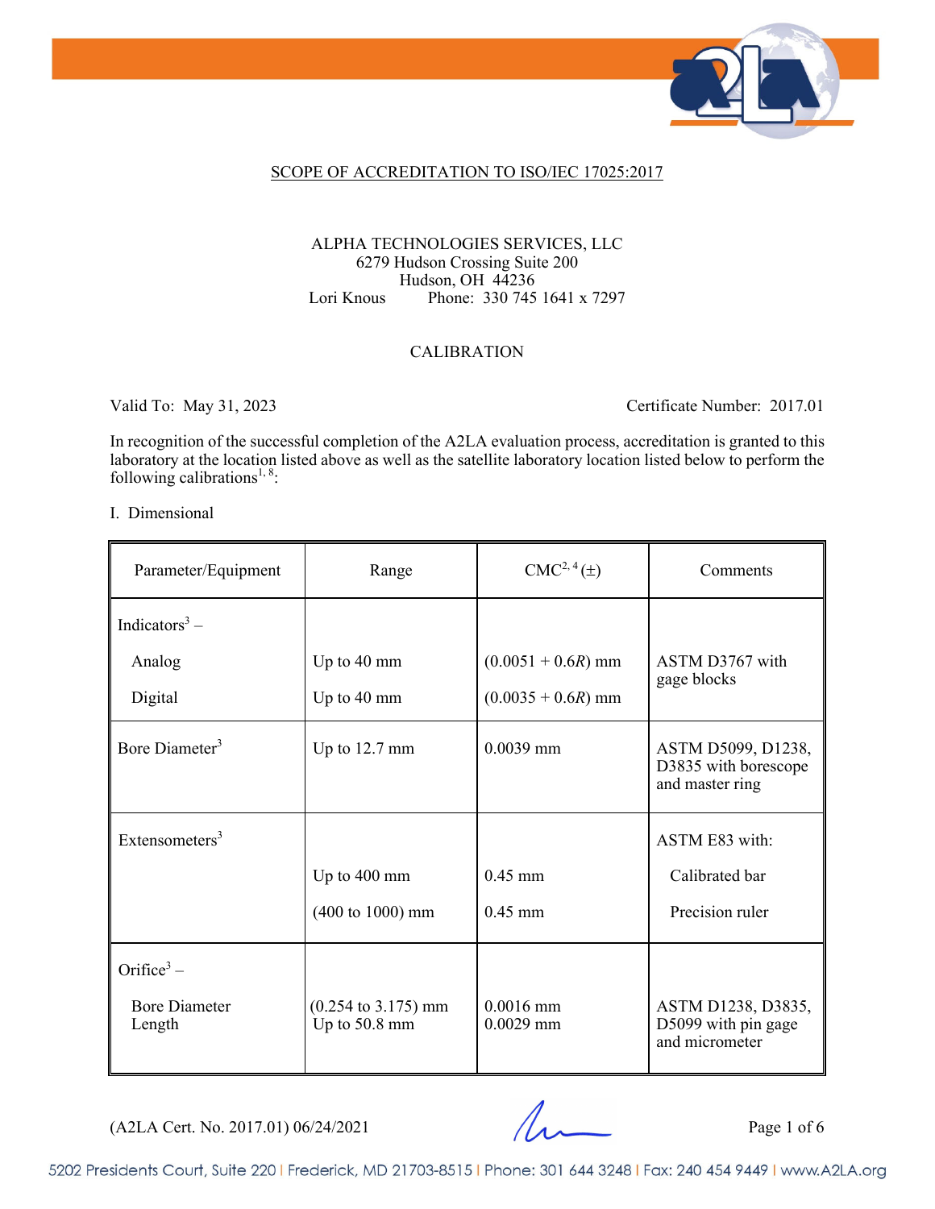## SCOPE OF ACCREDITATION TO ISO/IEC 17025:2017

ALPHA TECHNOLOGIES SERVICES, LLC
6279 Hudson Crossing Suite 200
Hudson, OH 44236
Lori Knous Phone: 330 745 1641 x 7297

### CALIBRATION

Valid To: May 31, 2023 Certificate Number: 2017.01

In recognition of the successful completion of the A2LA evaluation process, accreditation is granted to this laboratory at the location listed above as well as the satellite laboratory location listed below to perform the following calibrations[1, 8]:

I. Dimensional

| Parameter/Equipment | Range | CMC[2, 4] (±) | Comments |
|---|---|---|---|
| Indicators[3] – | | | |
| Analog | Up to 40 mm | (0.0051 + 0.6*R*) mm | ASTM D3767 with gage blocks |
| Digital | Up to 40 mm | (0.0035 + 0.6*R*) mm | |
| Bore Diameter[3] | Up to 12.7 mm | 0.0039 mm | ASTM D5099, D1238, D3835 with borescope and master ring |
| Extensometers[3] | | | ASTM E83 with: |
| | Up to 400 mm | 0.45 mm | Calibrated bar |
| | (400 to 1000) mm | 0.45 mm | Precision ruler |
| Orifice[3] – | | | |
| Bore Diameter | (0.254 to 3.175) mm | 0.0016 mm | ASTM D1238, D3835, D5099 with pin gage and micrometer |
| Length | Up to 50.8 mm | 0.0029 mm | |

(A2LA Cert. No. 2017.01) 06/24/2021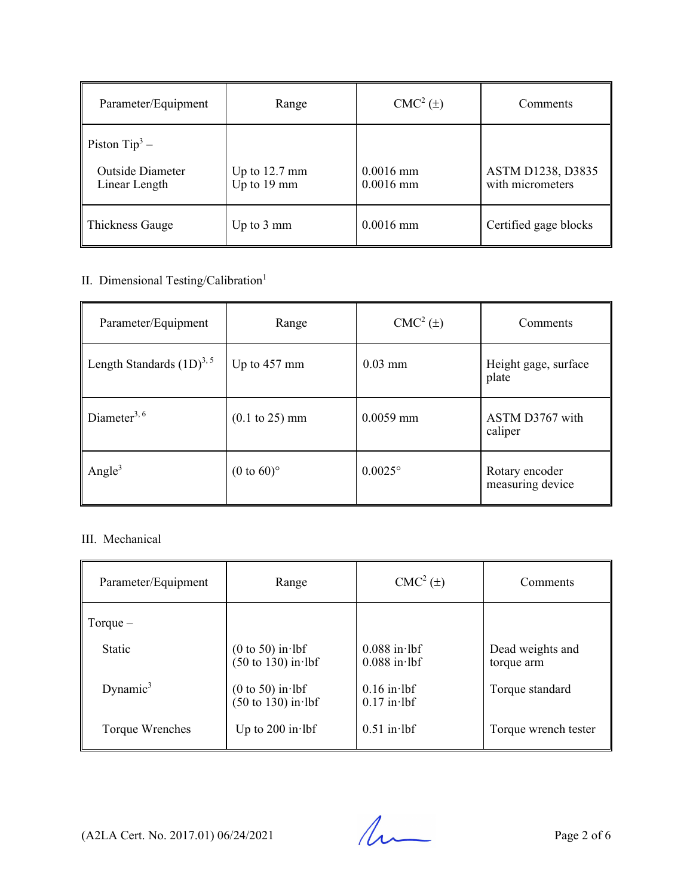| Parameter/Equipment | Range | CMC[2] (±) | Comments |
|---|---|---|---|
| Piston Tip[3] – | | | |
| Outside Diameter<br>Linear Length | Up to 12.7 mm<br>Up to 19 mm | 0.0016 mm<br>0.0016 mm | ASTM D1238, D3835 with micrometers |
| Thickness Gauge | Up to 3 mm | 0.0016 mm | Certified gage blocks |

II. Dimensional Testing/Calibration[1]

| Parameter/Equipment | Range | CMC[2] (±) | Comments |
|---|---|---|---|
| Length Standards (1D)[3, 5] | Up to 457 mm | 0.03 mm | Height gage, surface plate |
| Diameter[3, 6] | (0.1 to 25) mm | 0.0059 mm | ASTM D3767 with caliper |
| Angle[3] | (0 to 60)° | 0.0025° | Rotary encoder measuring device |

III. Mechanical

| Parameter/Equipment | Range | CMC[2] (±) | Comments |
|---|---|---|---|
| Torque – | | | |
| Static | (0 to 50) in·lbf<br>(50 to 130) in·lbf | 0.088 in·lbf<br>0.088 in·lbf | Dead weights and torque arm |
| Dynamic[3] | (0 to 50) in·lbf<br>(50 to 130) in·lbf | 0.16 in·lbf<br>0.17 in·lbf | Torque standard |
| Torque Wrenches | Up to 200 in·lbf | 0.51 in·lbf | Torque wrench tester |

(A2LA Cert. No. 2017.01) 06/24/2021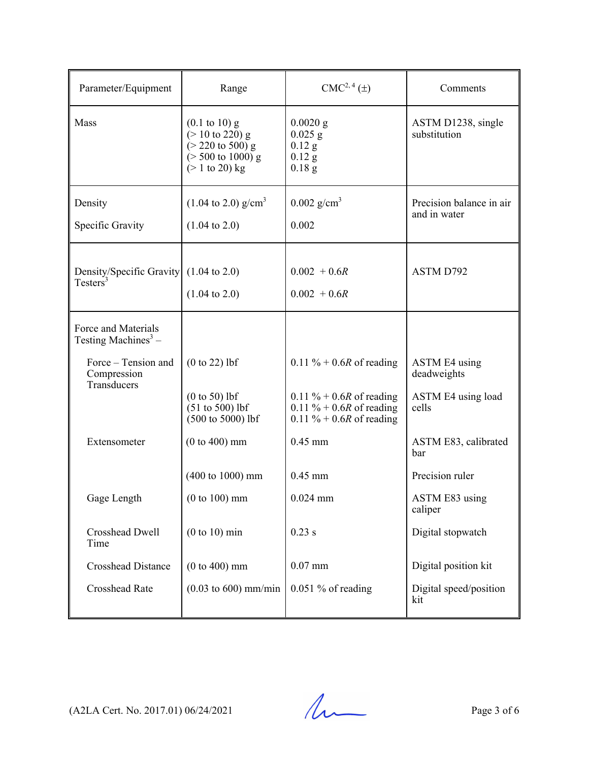| Parameter/Equipment | Range | CMC[2, 4] (±) | Comments |
|---|---|---|---|
| Mass | (0.1 to 10) g<br>(> 10 to 220) g<br>(> 220 to 500) g<br>(> 500 to 1000) g<br>(> 1 to 20) kg | 0.0020 g<br>0.025 g<br>0.12 g<br>0.12 g<br>0.18 g | ASTM D1238, single substitution |
| Density<br><br>Specific Gravity | (1.04 to 2.0) g/cm$^3$<br><br>(1.04 to 2.0) | 0.002 g/cm$^3$<br><br>0.002 | Precision balance in air and in water |
| Density/Specific Gravity Testers[3] | (1.04 to 2.0)<br><br>(1.04 to 2.0) | 0.002 + 0.6$R$<br><br>0.002 + 0.6$R$ | ASTM D792 |
| Force and Materials Testing Machines[3] – | | | |
| Force – Tension and Compression Transducers | (0 to 22) lbf | 0.11 % + 0.6$R$ of reading | ASTM E4 using deadweights |
| | (0 to 50) lbf<br>(51 to 500) lbf<br>(500 to 5000) lbf | 0.11 % + 0.6$R$ of reading<br>0.11 % + 0.6$R$ of reading<br>0.11 % + 0.6$R$ of reading | ASTM E4 using load cells |
| Extensometer | (0 to 400) mm | 0.45 mm | ASTM E83, calibrated bar |
| | (400 to 1000) mm | 0.45 mm | Precision ruler |
| Gage Length | (0 to 100) mm | 0.024 mm | ASTM E83 using caliper |
| Crosshead Dwell Time | (0 to 10) min | 0.23 s | Digital stopwatch |
| Crosshead Distance | (0 to 400) mm | 0.07 mm | Digital position kit |
| Crosshead Rate | (0.03 to 600) mm/min | 0.051 % of reading | Digital speed/position kit |

(A2LA Cert. No. 2017.01) 06/24/2021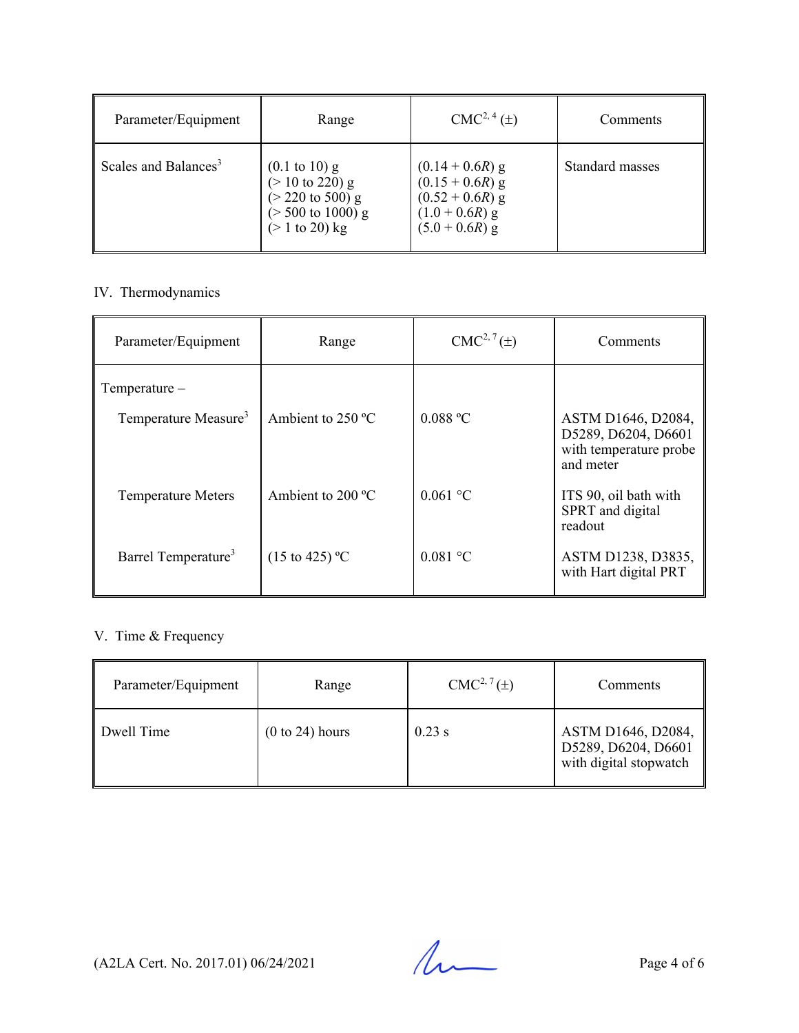| Parameter/Equipment | Range | CMC[2, 4] (±) | Comments |
|---|---|---|---|
| Scales and Balances[3] | (0.1 to 10) g<br>(> 10 to 220) g<br>(> 220 to 500) g<br>(> 500 to 1000) g<br>(> 1 to 20) kg | (0.14 + 0.6*R*) g<br>(0.15 + 0.6*R*) g<br>(0.52 + 0.6*R*) g<br>(1.0 + 0.6*R*) g<br>(5.0 + 0.6*R*) g | Standard masses |

IV. Thermodynamics

| Parameter/Equipment | Range | CMC[2, 7] (±) | Comments |
|---|---|---|---|
| Temperature – | | | |
| Temperature Measure[3] | Ambient to 250 ºC | 0.088 ºC | ASTM D1646, D2084, D5289, D6204, D6601 with temperature probe and meter |
| Temperature Meters | Ambient to 200 ºC | 0.061 °C | ITS 90, oil bath with SPRT and digital readout |
| Barrel Temperature[3] | (15 to 425) ºC | 0.081 °C | ASTM D1238, D3835, with Hart digital PRT |

V. Time & Frequency

| Parameter/Equipment | Range | CMC[2, 7] (±) | Comments |
|---|---|---|---|
| Dwell Time | (0 to 24) hours | 0.23 s | ASTM D1646, D2084, D5289, D6204, D6601 with digital stopwatch |

(A2LA Cert. No. 2017.01) 06/24/2021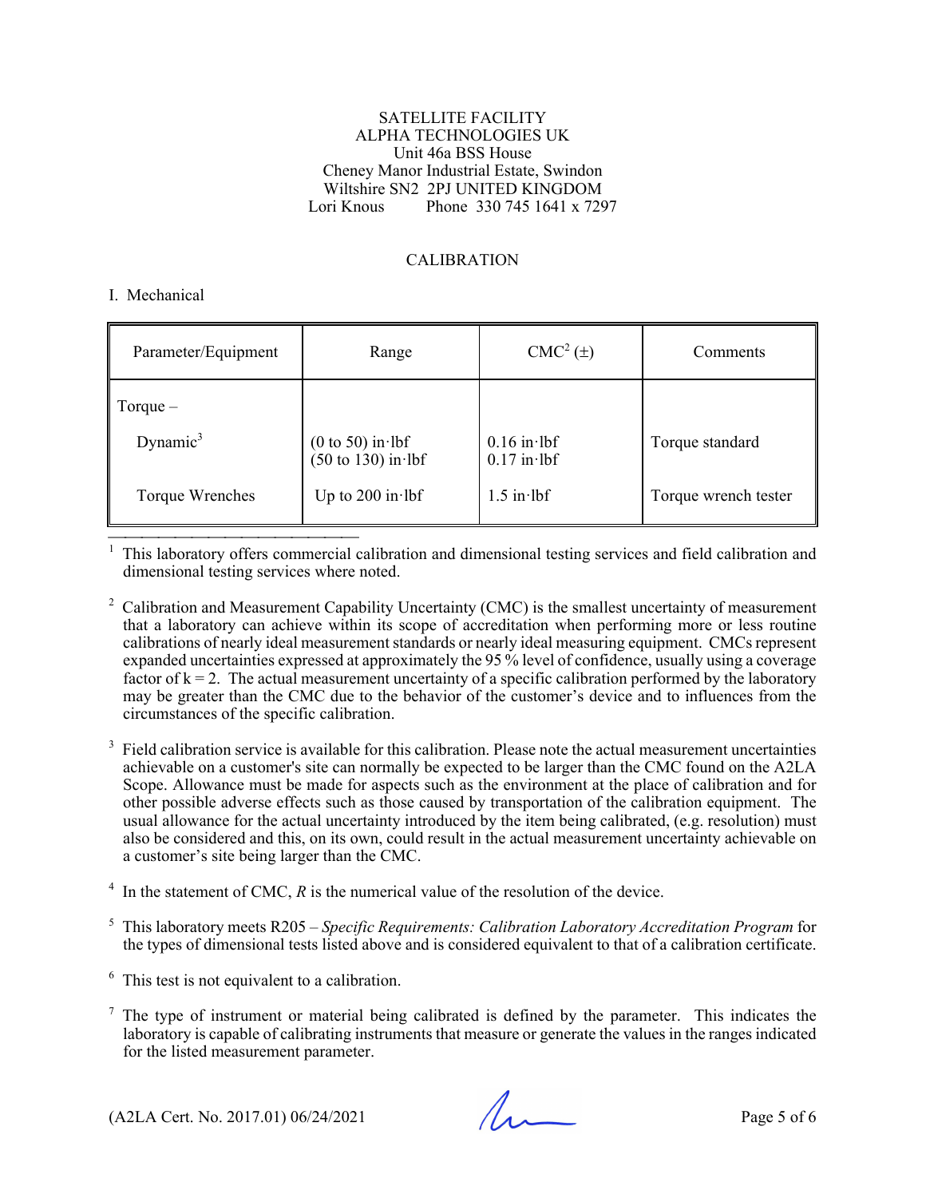SATELLITE FACILITY
ALPHA TECHNOLOGIES UK
Unit 46a BSS House
Cheney Manor Industrial Estate, Swindon
Wiltshire SN2 2PJ UNITED KINGDOM
Lori Knous Phone 330 745 1641 x 7297

## CALIBRATION

### I. Mechanical

| Parameter/Equipment | Range | CMC[2] (±) | Comments |
|---|---|---|---|
| Torque – | | | |
| Dynamic[3] | (0 to 50) in·lbf<br>(50 to 130) in·lbf | 0.16 in·lbf<br>0.17 in·lbf | Torque standard |
| Torque Wrenches | Up to 200 in·lbf | 1.5 in·lbf | Torque wrench tester |

[1] This laboratory offers commercial calibration and dimensional testing services and field calibration and dimensional testing services where noted.

[2] Calibration and Measurement Capability Uncertainty (CMC) is the smallest uncertainty of measurement that a laboratory can achieve within its scope of accreditation when performing more or less routine calibrations of nearly ideal measurement standards or nearly ideal measuring equipment. CMCs represent expanded uncertainties expressed at approximately the 95 % level of confidence, usually using a coverage factor of k = 2. The actual measurement uncertainty of a specific calibration performed by the laboratory may be greater than the CMC due to the behavior of the customer's device and to influences from the circumstances of the specific calibration.

[3] Field calibration service is available for this calibration. Please note the actual measurement uncertainties achievable on a customer's site can normally be expected to be larger than the CMC found on the A2LA Scope. Allowance must be made for aspects such as the environment at the place of calibration and for other possible adverse effects such as those caused by transportation of the calibration equipment. The usual allowance for the actual uncertainty introduced by the item being calibrated, (e.g. resolution) must also be considered and this, on its own, could result in the actual measurement uncertainty achievable on a customer's site being larger than the CMC.

[4] In the statement of CMC, *R* is the numerical value of the resolution of the device.

[5] This laboratory meets R205 – *Specific Requirements: Calibration Laboratory Accreditation Program* for the types of dimensional tests listed above and is considered equivalent to that of a calibration certificate.

[6] This test is not equivalent to a calibration.

[7] The type of instrument or material being calibrated is defined by the parameter. This indicates the laboratory is capable of calibrating instruments that measure or generate the values in the ranges indicated for the listed measurement parameter.

(A2LA Cert. No. 2017.01) 06/24/2021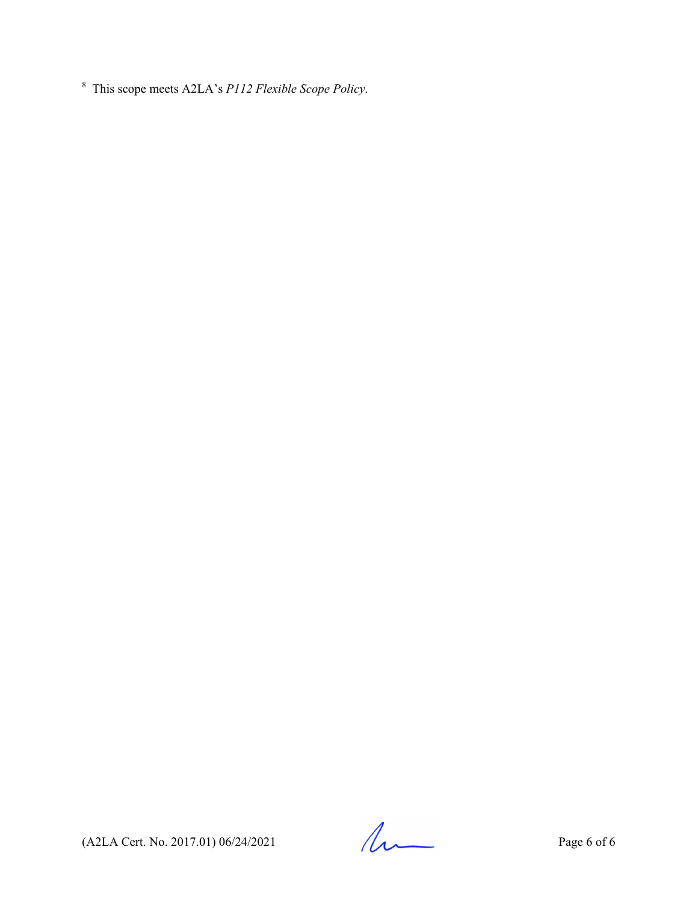[8] This scope meets A2LA's *P112 Flexible Scope Policy*.

(A2LA Cert. No. 2017.01) 06/24/2021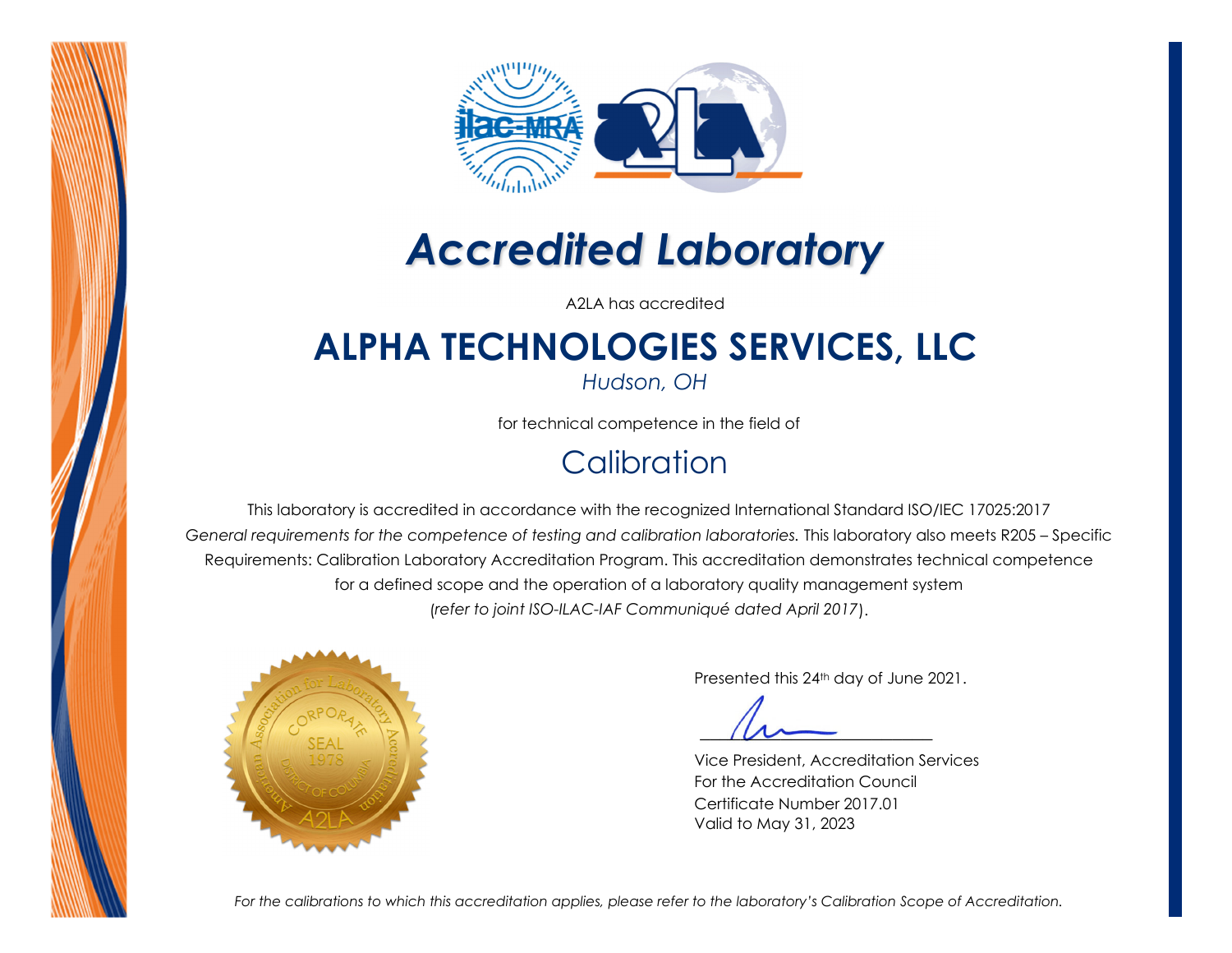# Accredited Laboratory

A2LA has accredited

## ALPHA TECHNOLOGIES SERVICES, LLC

*Hudson, OH*

for technical competence in the field of

## Calibration

This laboratory is accredited in accordance with the recognized International Standard ISO/IEC 17025:2017 *General requirements for the competence of testing and calibration laboratories.* This laboratory also meets R205 – Specific Requirements: Calibration Laboratory Accreditation Program. This accreditation demonstrates technical competence for a defined scope and the operation of a laboratory quality management system (*refer to joint ISO-ILAC-IAF Communiqué dated April 2017*).

American Association for Laboratory Accreditation
CORPORATE SEAL 1978
DISTRICT OF COLUMBIA
A2LA

Presented this 24th day of June 2021.

Vice President, Accreditation Services
For the Accreditation Council
Certificate Number 2017.01
Valid to May 31, 2023

*For the calibrations to which this accreditation applies, please refer to the laboratory's Calibration Scope of Accreditation.*